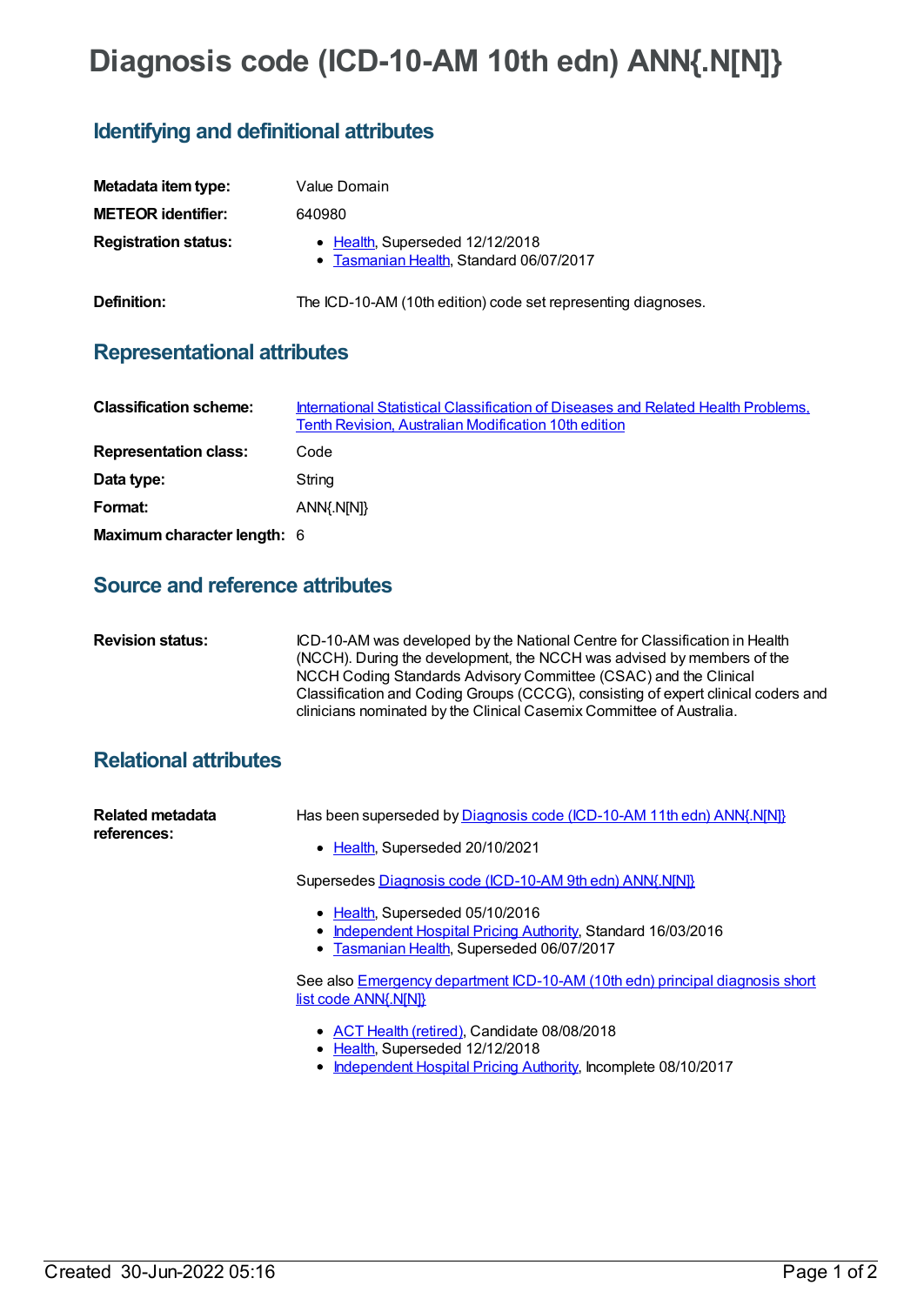# Diagnosis code (ICD-10-AM 10th edn) ANN{.N[N]}

## Identifying and definitional attributes

**Metadata item type:** Value Domain

**METEOR identifier:** 640980

**Registration status:**

- Health, Superseded 12/12/2018
- Tasmanian Health, Standard 06/07/2017

**Definition:** The ICD-10-AM (10th edition) code set representing diagnoses.

## Representational attributes

**Classification scheme:** International Statistical Classification of Diseases and Related Health Problems, Tenth Revision, Australian Modification 10th edition

**Representation class:** Code

**Data type:** String

**Format:** ANN{.N[N]}

**Maximum character length:** 6

## Source and reference attributes

**Revision status:** ICD-10-AM was developed by the National Centre for Classification in Health (NCCH). During the development, the NCCH was advised by members of the NCCH Coding Standards Advisory Committee (CSAC) and the Clinical Classification and Coding Groups (CCCG), consisting of expert clinical coders and clinicians nominated by the Clinical Casemix Committee of Australia.

## Relational attributes

**Related metadata references:**

Has been superseded by Diagnosis code (ICD-10-AM 11th edn) ANN{.N[N]}

- Health, Superseded 20/10/2021

Supersedes Diagnosis code (ICD-10-AM 9th edn) ANN{.N[N]}

- Health, Superseded 05/10/2016
- Independent Hospital Pricing Authority, Standard 16/03/2016
- Tasmanian Health, Superseded 06/07/2017

See also Emergency department ICD-10-AM (10th edn) principal diagnosis short list code ANN{.N[N]}

- ACT Health (retired), Candidate 08/08/2018
- Health, Superseded 12/12/2018
- Independent Hospital Pricing Authority, Incomplete 08/10/2017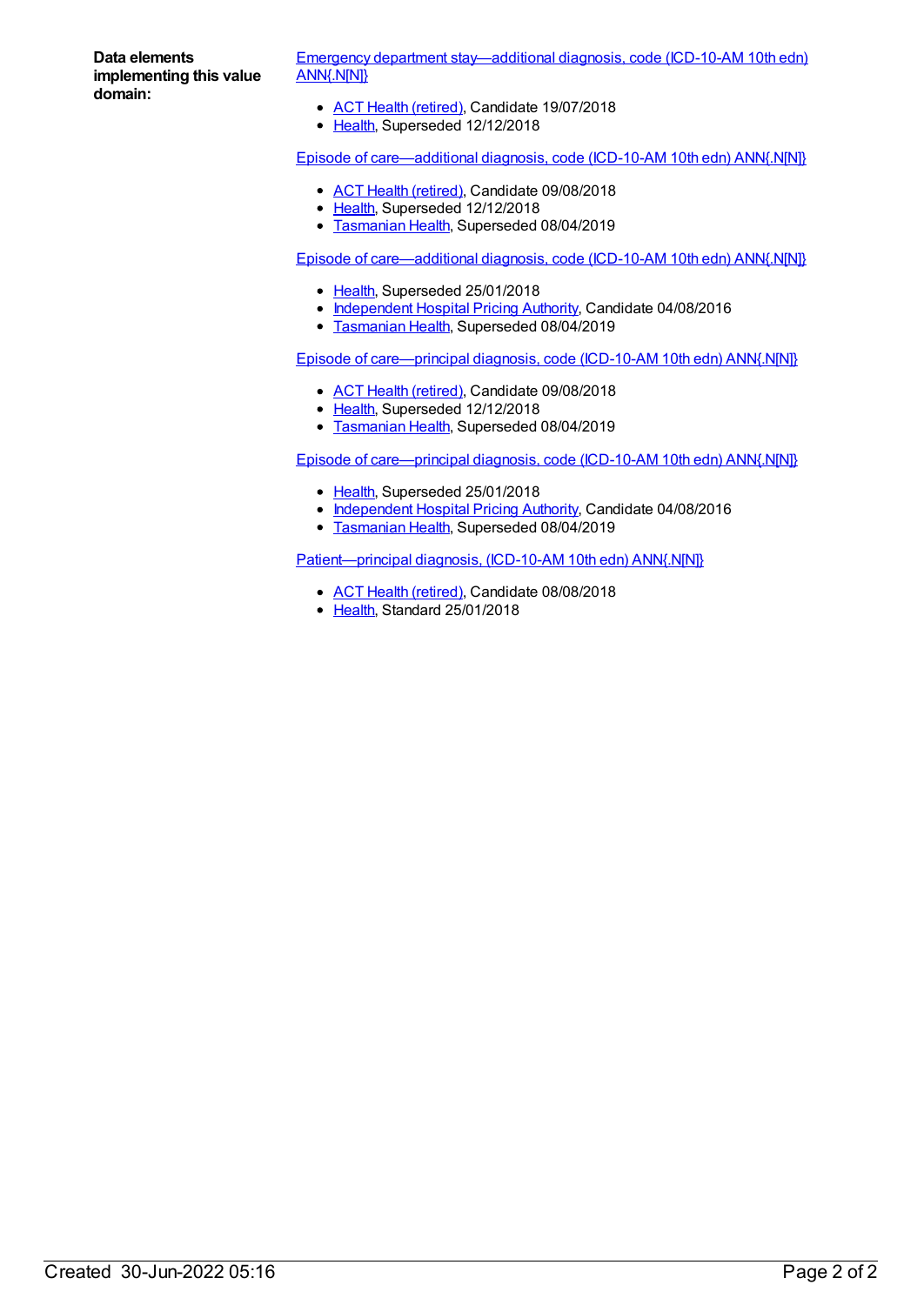**Data elements implementing this value domain:**

Emergency department stay—additional diagnosis, code (ICD-10-AM 10th edn) ANN{.N[N]}

- ACT Health (retired), Candidate 19/07/2018
- Health, Superseded 12/12/2018

Episode of care—additional diagnosis, code (ICD-10-AM 10th edn) ANN{.N[N]}

- ACT Health (retired), Candidate 09/08/2018
- Health, Superseded 12/12/2018
- Tasmanian Health, Superseded 08/04/2019

Episode of care—additional diagnosis, code (ICD-10-AM 10th edn) ANN{.N[N]}

- Health, Superseded 25/01/2018
- Independent Hospital Pricing Authority, Candidate 04/08/2016
- Tasmanian Health, Superseded 08/04/2019

Episode of care—principal diagnosis, code (ICD-10-AM 10th edn) ANN{.N[N]}

- ACT Health (retired), Candidate 09/08/2018
- Health, Superseded 12/12/2018
- Tasmanian Health, Superseded 08/04/2019

Episode of care—principal diagnosis, code (ICD-10-AM 10th edn) ANN{.N[N]}

- Health, Superseded 25/01/2018
- Independent Hospital Pricing Authority, Candidate 04/08/2016
- Tasmanian Health, Superseded 08/04/2019

Patient—principal diagnosis, (ICD-10-AM 10th edn) ANN{.N[N]}

- ACT Health (retired), Candidate 08/08/2018
- Health, Standard 25/01/2018